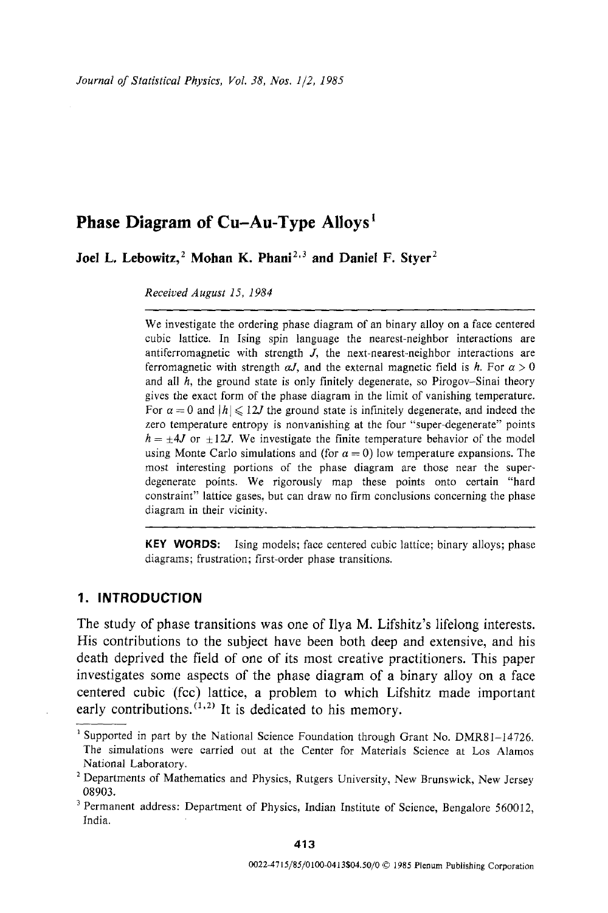# Phase Diagram of Cu–Au-Type Alloys[1]

**Joel L. Lebowitz,[2] Mohan K. Phani[2,3] and Daniel F. Styer[2]**

*Received August 15, 1984*

We investigate the ordering phase diagram of an binary alloy on a face centered cubic lattice. In Ising spin language the nearest-neighbor interactions are antiferromagnetic with strength $J$, the next-nearest-neighbor interactions are ferromagnetic with strength $\alpha J$, and the external magnetic field is $h$. For $\alpha > 0$ and all $h$, the ground state is only finitely degenerate, so Pirogov–Sinai theory gives the exact form of the phase diagram in the limit of vanishing temperature. For $\alpha = 0$ and $|h| \leqslant 12J$ the ground state is infinitely degenerate, and indeed the zero temperature entropy is nonvanishing at the four "super-degenerate" points $h = \pm 4J$ or $\pm 12J$. We investigate the finite temperature behavior of the model using Monte Carlo simulations and (for $\alpha = 0$) low temperature expansions. The most interesting portions of the phase diagram are those near the super-degenerate points. We rigorously map these points onto certain "hard constraint" lattice gases, but can draw no firm conclusions concerning the phase diagram in their vicinity.

**KEY WORDS:** Ising models; face centered cubic lattice; binary alloys; phase diagrams; frustration; first-order phase transitions.

## 1. INTRODUCTION

The study of phase transitions was one of Ilya M. Lifshitz's lifelong interests. His contributions to the subject have been both deep and extensive, and his death deprived the field of one of its most creative practitioners. This paper investigates some aspects of the phase diagram of a binary alloy on a face centered cubic (fcc) lattice, a problem to which Lifshitz made important early contributions.[1,2] It is dedicated to his memory.

---

[1] Supported in part by the National Science Foundation through Grant No. DMR81–14726. The simulations were carried out at the Center for Materials Science at Los Alamos National Laboratory.

[2] Departments of Mathematics and Physics, Rutgers University, New Brunswick, New Jersey 08903.

[3] Permanent address: Department of Physics, Indian Institute of Science, Bengalore 560012, India.

0022-4715/85/0100-0413$04.50/0 © 1985 Plenum Publishing Corporation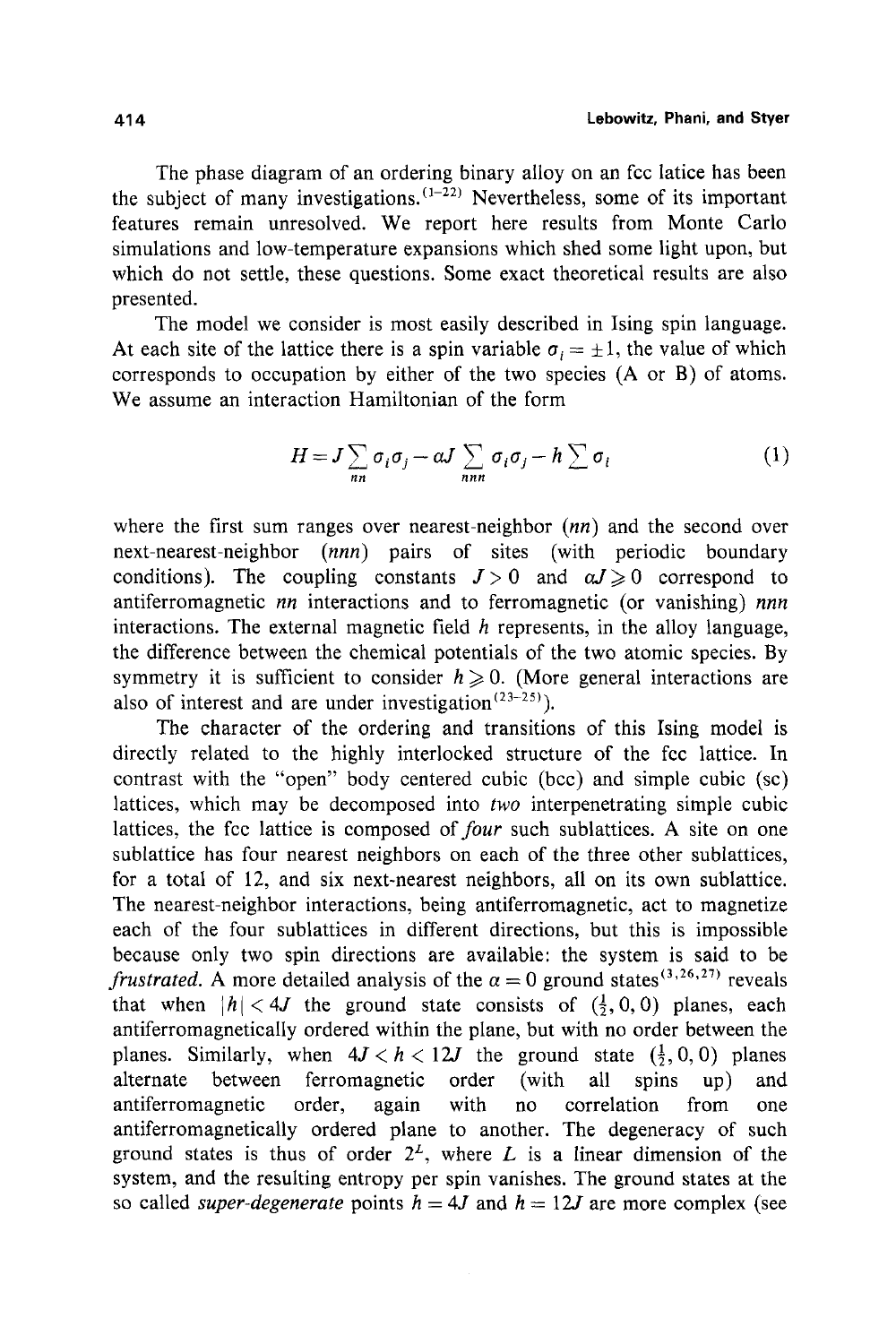The phase diagram of an ordering binary alloy on an fcc latice has been the subject of many investigations.[1-22] Nevertheless, some of its important features remain unresolved. We report here results from Monte Carlo simulations and low-temperature expansions which shed some light upon, but which do not settle, these questions. Some exact theoretical results are also presented.

The model we consider is most easily described in Ising spin language. At each site of the lattice there is a spin variable $\sigma_i = \pm 1$, the value of which corresponds to occupation by either of the two species (A or B) of atoms. We assume an interaction Hamiltonian of the form

$$H = J \sum_{nn} \sigma_i \sigma_j - \alpha J \sum_{nnn} \sigma_i \sigma_j - h \sum \sigma_i \tag{1}$$

where the first sum ranges over nearest-neighbor (*nn*) and the second over next-nearest-neighbor (*nnn*) pairs of sites (with periodic boundary conditions). The coupling constants $J > 0$ and $\alpha J \geqslant 0$ correspond to antiferromagnetic *nn* interactions and to ferromagnetic (or vanishing) *nnn* interactions. The external magnetic field $h$ represents, in the alloy language, the difference between the chemical potentials of the two atomic species. By symmetry it is sufficient to consider $h \geqslant 0$. (More general interactions are also of interest and are under investigation[23-25]).

The character of the ordering and transitions of this Ising model is directly related to the highly interlocked structure of the fcc lattice. In contrast with the "open" body centered cubic (bcc) and simple cubic (sc) lattices, which may be decomposed into *two* interpenetrating simple cubic lattices, the fcc lattice is composed of *four* such sublattices. A site on one sublattice has four nearest neighbors on each of the three other sublattices, for a total of 12, and six next-nearest neighbors, all on its own sublattice. The nearest-neighbor interactions, being antiferromagnetic, act to magnetize each of the four sublattices in different directions, but this is impossible because only two spin directions are available: the system is said to be *frustrated*. A more detailed analysis of the $\alpha = 0$ ground states[3,26,27] reveals that when $|h| < 4J$ the ground state consists of $(\frac{1}{2}, 0, 0)$ planes, each antiferromagnetically ordered within the plane, but with no order between the planes. Similarly, when $4J < h < 12J$ the ground state $(\frac{1}{2}, 0, 0)$ planes alternate between ferromagnetic order (with all spins up) and antiferromagnetic order, again with no correlation from one antiferromagnetically ordered plane to another. The degeneracy of such ground states is thus of order $2^L$, where $L$ is a linear dimension of the system, and the resulting entropy per spin vanishes. The ground states at the so called *super-degenerate* points $h = 4J$ and $h = 12J$ are more complex (see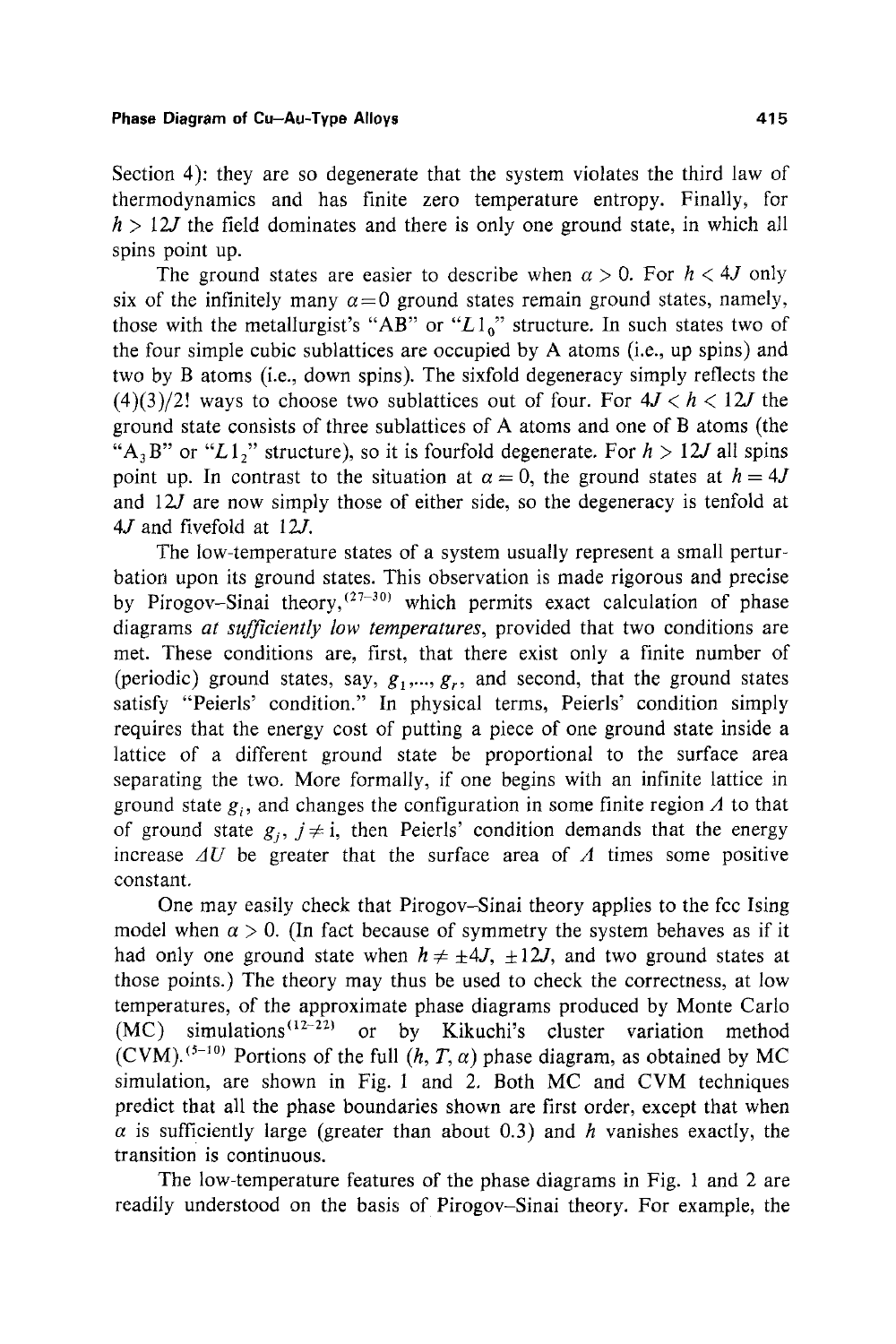Section 4): they are so degenerate that the system violates the third law of thermodynamics and has finite zero temperature entropy. Finally, for $h > 12J$ the field dominates and there is only one ground state, in which all spins point up.

The ground states are easier to describe when $\alpha > 0$. For $h < 4J$ only six of the infinitely many $\alpha = 0$ ground states remain ground states, namely, those with the metallurgist's "AB" or "$L1_0$" structure. In such states two of the four simple cubic sublattices are occupied by A atoms (i.e., up spins) and two by B atoms (i.e., down spins). The sixfold degeneracy simply reflects the $(4)(3)/2!$ ways to choose two sublattices out of four. For $4J < h < 12J$ the ground state consists of three sublattices of A atoms and one of B atoms (the "$A_3B$" or "$L1_2$" structure), so it is fourfold degenerate. For $h > 12J$ all spins point up. In contrast to the situation at $\alpha = 0$, the ground states at $h = 4J$ and $12J$ are now simply those of either side, so the degeneracy is tenfold at $4J$ and fivefold at $12J$.

The low-temperature states of a system usually represent a small perturbation upon its ground states. This observation is made rigorous and precise by Pirogov–Sinai theory,[27–30] which permits exact calculation of phase diagrams *at sufficiently low temperatures*, provided that two conditions are met. These conditions are, first, that there exist only a finite number of (periodic) ground states, say, $g_1, \ldots, g_r$, and second, that the ground states satisfy "Peierls' condition." In physical terms, Peierls' condition simply requires that the energy cost of putting a piece of one ground state inside a lattice of a different ground state be proportional to the surface area separating the two. More formally, if one begins with an infinite lattice in ground state $g_i$, and changes the configuration in some finite region $\Lambda$ to that of ground state $g_j$, $j \neq i$, then Peierls' condition demands that the energy increase $\Delta U$ be greater that the surface area of $\Lambda$ times some positive constant.

One may easily check that Pirogov–Sinai theory applies to the fcc Ising model when $\alpha > 0$. (In fact because of symmetry the system behaves as if it had only one ground state when $h \neq \pm 4J$, $\pm 12J$, and two ground states at those points.) The theory may thus be used to check the correctness, at low temperatures, of the approximate phase diagrams produced by Monte Carlo (MC) simulations[12–22] or by Kikuchi's cluster variation method (CVM).[5–10] Portions of the full $(h, T, \alpha)$ phase diagram, as obtained by MC simulation, are shown in Fig. 1 and 2. Both MC and CVM techniques predict that all the phase boundaries shown are first order, except that when $\alpha$ is sufficiently large (greater than about 0.3) and $h$ vanishes exactly, the transition is continuous.

The low-temperature features of the phase diagrams in Fig. 1 and 2 are readily understood on the basis of Pirogov–Sinai theory. For example, the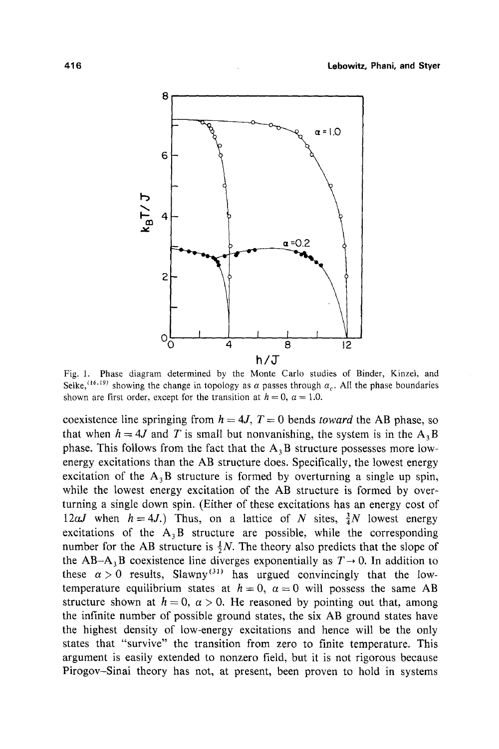Fig. 1. Phase diagram determined by the Monte Carlo studies of Binder, Kinzel, and Selke,[16,19] showing the change in topology as $\alpha$ passes through $\alpha_c$. All the phase boundaries shown are first order, except for the transition at $h = 0$, $\alpha = 1.0$.

coexistence line springing from $h = 4J$, $T = 0$ bends *toward* the AB phase, so that when $h = 4J$ and $T$ is small but nonvanishing, the system is in the $A_3B$ phase. This follows from the fact that the $A_3B$ structure possesses more low-energy excitations than the AB structure does. Specifically, the lowest energy excitation of the $A_3B$ structure is formed by overturning a single up spin, while the lowest energy excitation of the AB structure is formed by overturning a single down spin. (Either of these excitations has an energy cost of $12\alpha J$ when $h = 4J$.) Thus, on a lattice of $N$ sites, $\frac{3}{4}N$ lowest energy excitations of the $A_3B$ structure are possible, while the corresponding number for the AB structure is $\frac{1}{2}N$. The theory also predicts that the slope of the AB–$A_3B$ coexistence line diverges exponentially as $T \to 0$. In addition to these $\alpha > 0$ results, Slawny[31] has urgued convincingly that the low-temperature equilibrium states at $h = 0$, $\alpha = 0$ will possess the same AB structure shown at $h = 0$, $\alpha > 0$. He reasoned by pointing out that, among the infinite number of possible ground states, the six AB ground states have the highest density of low-energy excitations and hence will be the only states that "survive" the transition from zero to finite temperature. This argument is easily extended to nonzero field, but it is not rigorous because Pirogov–Sinai theory has not, at present, been proven to hold in systems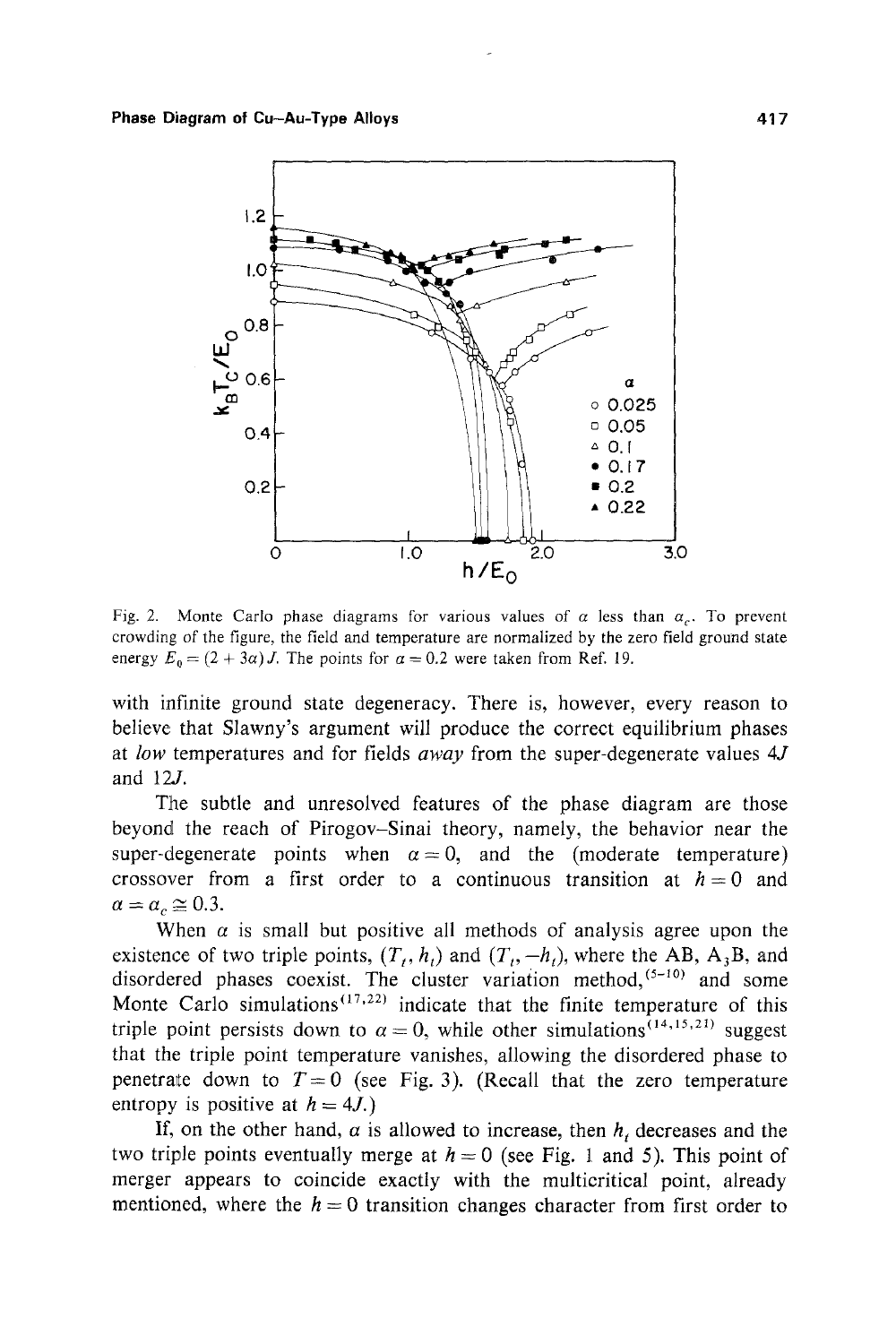Fig. 2. Monte Carlo phase diagrams for various values of $\alpha$ less than $\alpha_c$. To prevent crowding of the figure, the field and temperature are normalized by the zero field ground state energy $E_0 = (2 + 3\alpha) J$. The points for $\alpha = 0.2$ were taken from Ref. 19.

with infinite ground state degeneracy. There is, however, every reason to believe that Slawny's argument will produce the correct equilibrium phases at *low* temperatures and for fields *away* from the super-degenerate values $4J$ and $12J$.

The subtle and unresolved features of the phase diagram are those beyond the reach of Pirogov–Sinai theory, namely, the behavior near the super-degenerate points when $\alpha = 0$, and the (moderate temperature) crossover from a first order to a continuous transition at $h = 0$ and $\alpha = \alpha_c \cong 0.3$.

When $\alpha$ is small but positive all methods of analysis agree upon the existence of two triple points, $(T_t, h_t)$ and $(T_t, -h_t)$, where the AB, $A_3B$, and disordered phases coexist. The cluster variation method,[5–10] and some Monte Carlo simulations[17,22] indicate that the finite temperature of this triple point persists down to $\alpha = 0$, while other simulations[14,15,21] suggest that the triple point temperature vanishes, allowing the disordered phase to penetrate down to $T = 0$ (see Fig. 3). (Recall that the zero temperature entropy is positive at $h = 4J$.)

If, on the other hand, $\alpha$ is allowed to increase, then $h_t$ decreases and the two triple points eventually merge at $h = 0$ (see Fig. 1 and 5). This point of merger appears to coincide exactly with the multicritical point, already mentioned, where the $h = 0$ transition changes character from first order to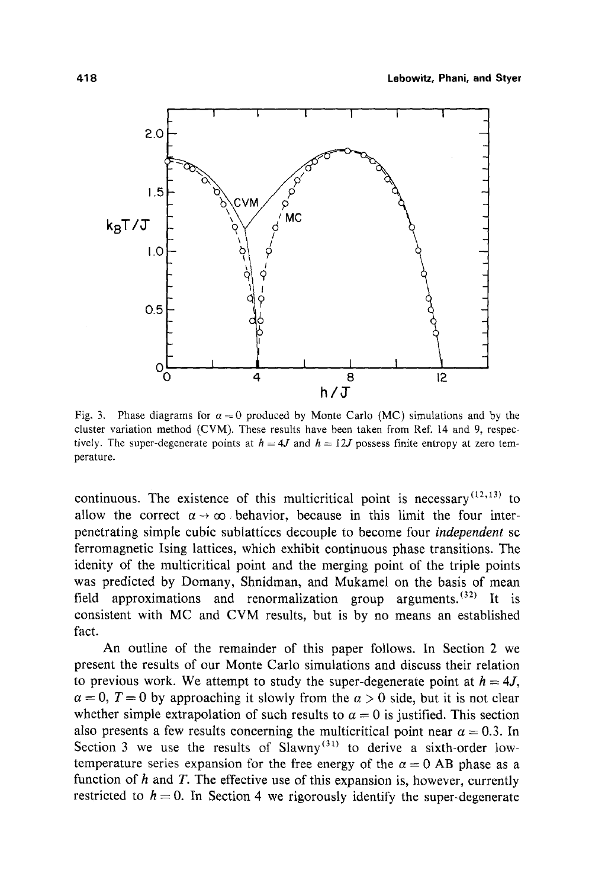Fig. 3. Phase diagrams for $\alpha = 0$ produced by Monte Carlo (MC) simulations and by the cluster variation method (CVM). These results have been taken from Ref. 14 and 9, respectively. The super-degenerate points at $h = 4J$ and $h = 12J$ possess finite entropy at zero temperature.

continuous. The existence of this multicritical point is necessary[12,13] to allow the correct $\alpha \to \infty$ behavior, because in this limit the four interpenetrating simple cubic sublattices decouple to become four *independent* sc ferromagnetic Ising lattices, which exhibit continuous phase transitions. The idenity of the multicritical point and the merging point of the triple points was predicted by Domany, Shnidman, and Mukamel on the basis of mean field approximations and renormalization group arguments.[32] It is consistent with MC and CVM results, but is by no means an established fact.

An outline of the remainder of this paper follows. In Section 2 we present the results of our Monte Carlo simulations and discuss their relation to previous work. We attempt to study the super-degenerate point at $h = 4J$, $\alpha = 0$, $T = 0$ by approaching it slowly from the $\alpha > 0$ side, but it is not clear whether simple extrapolation of such results to $\alpha = 0$ is justified. This section also presents a few results concerning the multicritical point near $\alpha = 0.3$. In Section 3 we use the results of Slawny[31] to derive a sixth-order low-temperature series expansion for the free energy of the $\alpha = 0$ AB phase as a function of $h$ and $T$. The effective use of this expansion is, however, currently restricted to $h = 0$. In Section 4 we rigorously identify the super-degenerate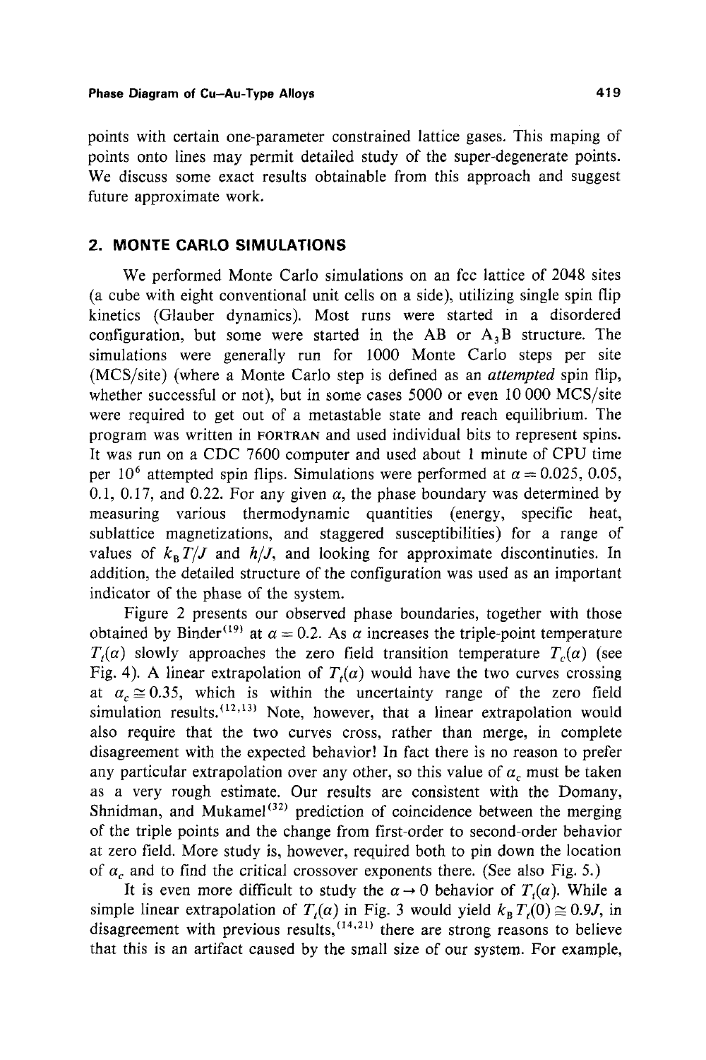points with certain one-parameter constrained lattice gases. This maping of points onto lines may permit detailed study of the super-degenerate points. We discuss some exact results obtainable from this approach and suggest future approximate work.

## 2. MONTE CARLO SIMULATIONS

We performed Monte Carlo simulations on an fcc lattice of 2048 sites (a cube with eight conventional unit cells on a side), utilizing single spin flip kinetics (Glauber dynamics). Most runs were started in a disordered configuration, but some were started in the AB or $A_3B$ structure. The simulations were generally run for 1000 Monte Carlo steps per site (MCS/site) (where a Monte Carlo step is defined as an *attempted* spin flip, whether successful or not), but in some cases 5000 or even 10 000 MCS/site were required to get out of a metastable state and reach equilibrium. The program was written in FORTRAN and used individual bits to represent spins. It was run on a CDC 7600 computer and used about 1 minute of CPU time per $10^6$ attempted spin flips. Simulations were performed at $\alpha = 0.025$, 0.05, 0.1, 0.17, and 0.22. For any given $\alpha$, the phase boundary was determined by measuring various thermodynamic quantities (energy, specific heat, sublattice magnetizations, and staggered susceptibilities) for a range of values of $k_B T/J$ and $h/J$, and looking for approximate discontinuities. In addition, the detailed structure of the configuration was used as an important indicator of the phase of the system.

Figure 2 presents our observed phase boundaries, together with those obtained by Binder[19] at $\alpha = 0.2$. As $\alpha$ increases the triple-point temperature $T_t(\alpha)$ slowly approaches the zero field transition temperature $T_c(\alpha)$ (see Fig. 4). A linear extrapolation of $T_t(\alpha)$ would have the two curves crossing at $\alpha_c \cong 0.35$, which is within the uncertainty range of the zero field simulation results.[12,13] Note, however, that a linear extrapolation would also require that the two curves cross, rather than merge, in complete disagreement with the expected behavior! In fact there is no reason to prefer any particular extrapolation over any other, so this value of $\alpha_c$ must be taken as a very rough estimate. Our results are consistent with the Domany, Shnidman, and Mukamel[32] prediction of coincidence between the merging of the triple points and the change from first-order to second-order behavior at zero field. More study is, however, required both to pin down the location of $\alpha_c$ and to find the critical crossover exponents there. (See also Fig. 5.)

It is even more difficult to study the $\alpha \to 0$ behavior of $T_t(\alpha)$. While a simple linear extrapolation of $T_t(\alpha)$ in Fig. 3 would yield $k_B T_t(0) \cong 0.9J$, in disagreement with previous results,[14,21] there are strong reasons to believe that this is an artifact caused by the small size of our system. For example,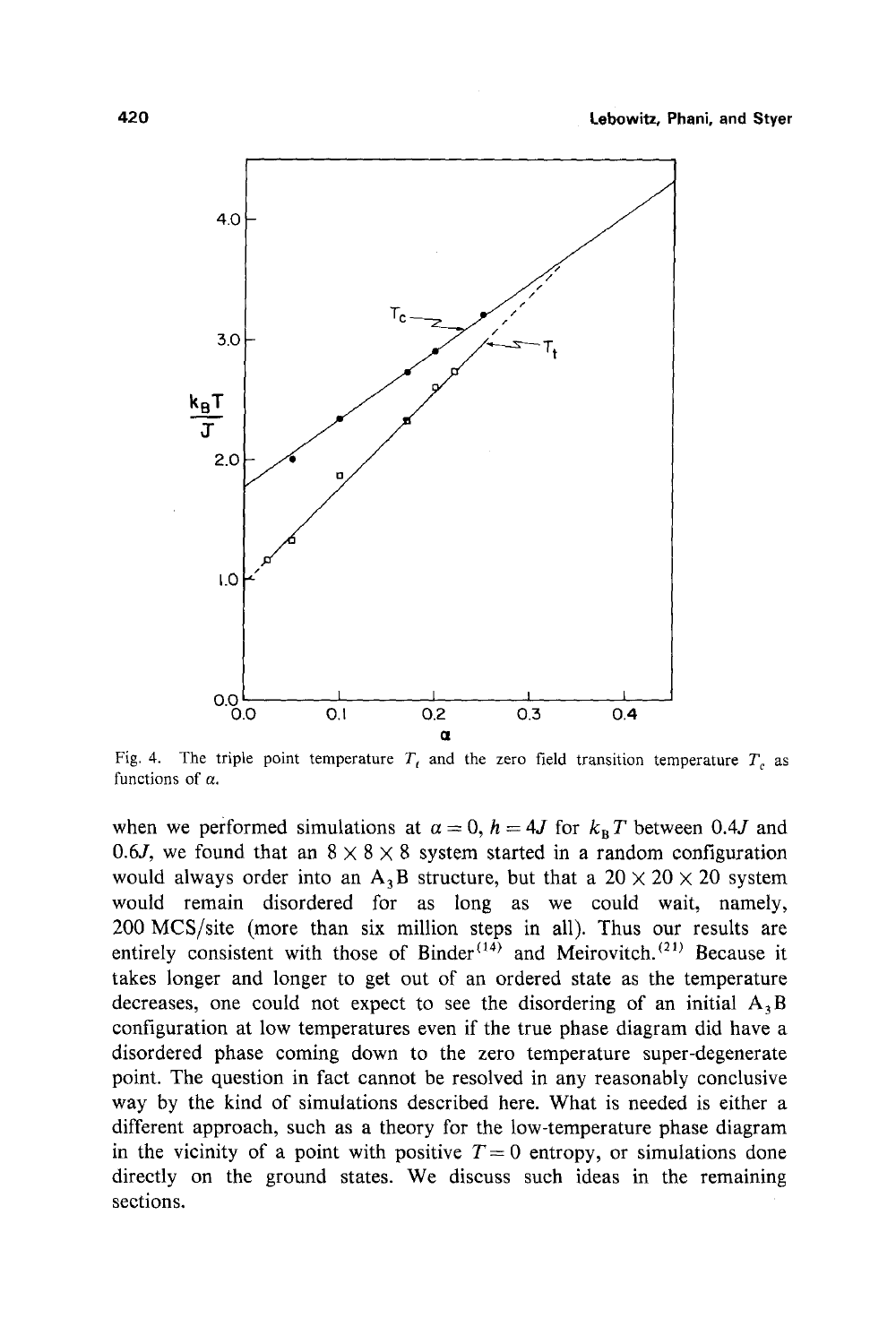Fig. 4. The triple point temperature $T_t$ and the zero field transition temperature $T_c$ as functions of $\alpha$.

when we performed simulations at $\alpha = 0$, $h = 4J$ for $k_B T$ between $0.4J$ and $0.6J$, we found that an $8 \times 8 \times 8$ system started in a random configuration would always order into an $A_3B$ structure, but that a $20 \times 20 \times 20$ system would remain disordered for as long as we could wait, namely, 200 MCS/site (more than six million steps in all). Thus our results are entirely consistent with those of Binder[14] and Meirovitch.[21] Because it takes longer and longer to get out of an ordered state as the temperature decreases, one could not expect to see the disordering of an initial $A_3B$ configuration at low temperatures even if the true phase diagram did have a disordered phase coming down to the zero temperature super-degenerate point. The question in fact cannot be resolved in any reasonably conclusive way by the kind of simulations described here. What is needed is either a different approach, such as a theory for the low-temperature phase diagram in the vicinity of a point with positive $T = 0$ entropy, or simulations done directly on the ground states. We discuss such ideas in the remaining sections.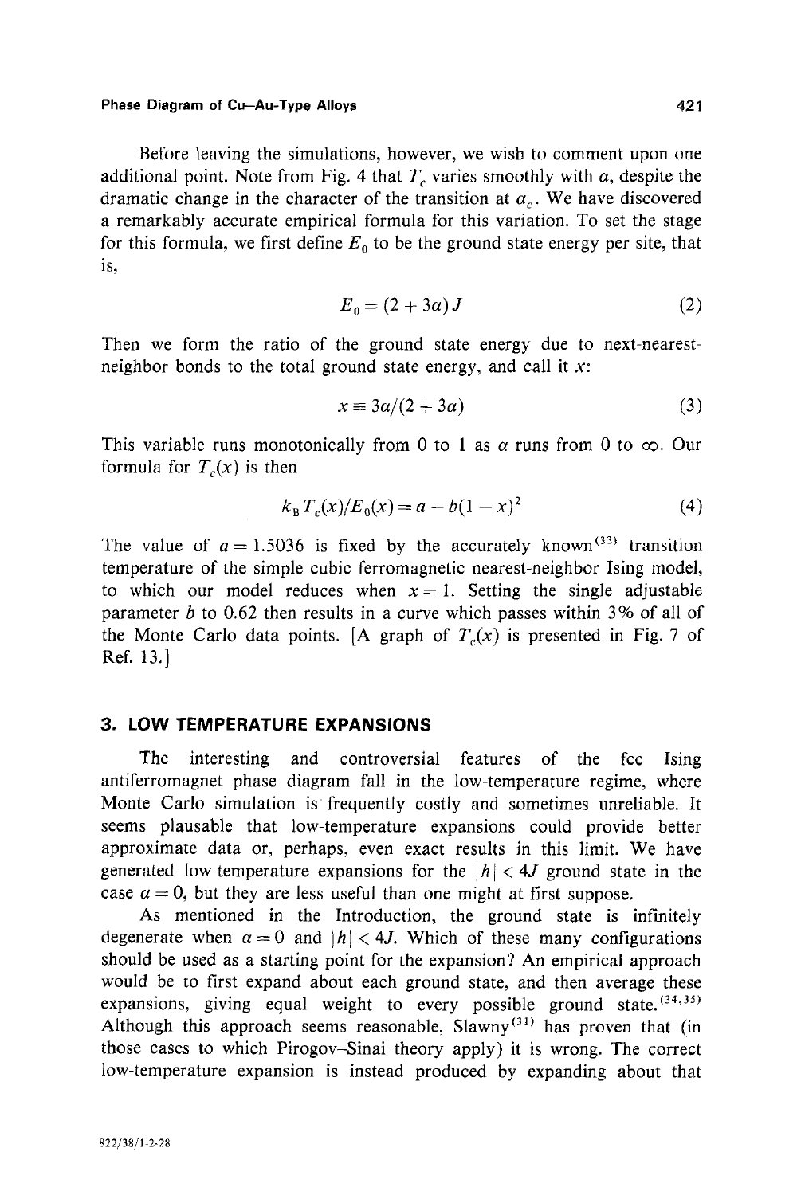Before leaving the simulations, however, we wish to comment upon one additional point. Note from Fig. 4 that $T_c$ varies smoothly with $\alpha$, despite the dramatic change in the character of the transition at $\alpha_c$. We have discovered a remarkably accurate empirical formula for this variation. To set the stage for this formula, we first define $E_0$ to be the ground state energy per site, that is,

$$E_0 = (2 + 3\alpha) J \tag{2}$$

Then we form the ratio of the ground state energy due to next-nearest-neighbor bonds to the total ground state energy, and call it $x$:

$$x \equiv 3\alpha/(2 + 3\alpha) \tag{3}$$

This variable runs monotonically from 0 to 1 as $\alpha$ runs from 0 to $\infty$. Our formula for $T_c(x)$ is then

$$k_B T_c(x)/E_0(x) = a - b(1 - x)^2 \tag{4}$$

The value of $a = 1.5036$ is fixed by the accurately known[33] transition temperature of the simple cubic ferromagnetic nearest-neighbor Ising model, to which our model reduces when $x = 1$. Setting the single adjustable parameter $b$ to 0.62 then results in a curve which passes within 3% of all of the Monte Carlo data points. [A graph of $T_c(x)$ is presented in Fig. 7 of Ref. 13.]

## 3. LOW TEMPERATURE EXPANSIONS

The interesting and controversial features of the fcc Ising antiferromagnet phase diagram fall in the low-temperature regime, where Monte Carlo simulation is frequently costly and sometimes unreliable. It seems plausable that low-temperature expansions could provide better approximate data or, perhaps, even exact results in this limit. We have generated low-temperature expansions for the $|h| < 4J$ ground state in the case $\alpha = 0$, but they are less useful than one might at first suppose.

As mentioned in the Introduction, the ground state is infinitely degenerate when $\alpha = 0$ and $|h| < 4J$. Which of these many configurations should be used as a starting point for the expansion? An empirical approach would be to first expand about each ground state, and then average these expansions, giving equal weight to every possible ground state.[34,35] Although this approach seems reasonable, Slawny[31] has proven that (in those cases to which Pirogov–Sinai theory apply) it is wrong. The correct low-temperature expansion is instead produced by expanding about that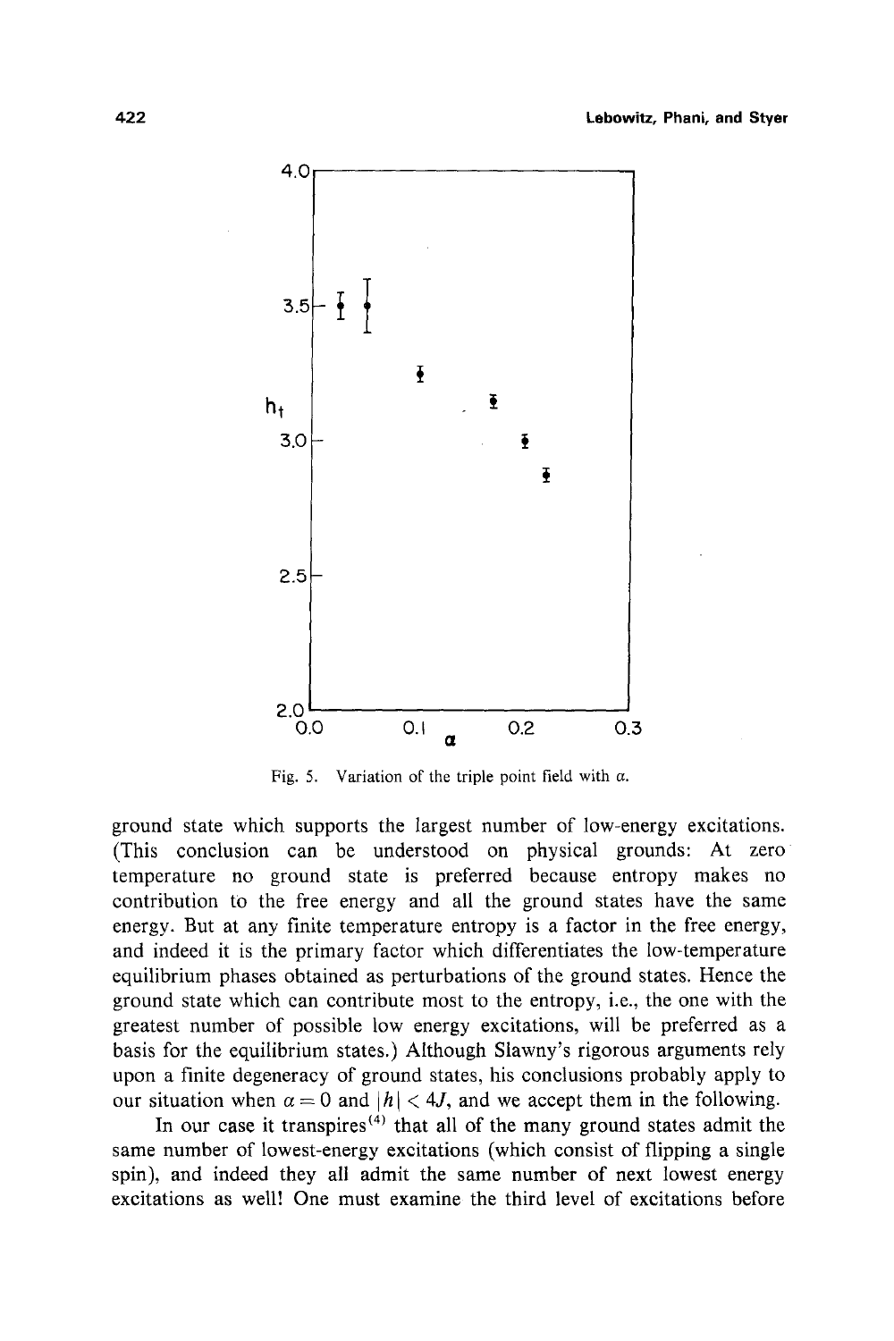Fig. 5. Variation of the triple point field with $\alpha$.

ground state which supports the largest number of low-energy excitations. (This conclusion can be understood on physical grounds: At zero temperature no ground state is preferred because entropy makes no contribution to the free energy and all the ground states have the same energy. But at any finite temperature entropy is a factor in the free energy, and indeed it is the primary factor which differentiates the low-temperature equilibrium phases obtained as perturbations of the ground states. Hence the ground state which can contribute most to the entropy, i.e., the one with the greatest number of possible low energy excitations, will be preferred as a basis for the equilibrium states.) Although Slawny's rigorous arguments rely upon a finite degeneracy of ground states, his conclusions probably apply to our situation when $\alpha = 0$ and $|h| < 4J$, and we accept them in the following.

In our case it transpires[4] that all of the many ground states admit the same number of lowest-energy excitations (which consist of flipping a single spin), and indeed they all admit the same number of next lowest energy excitations as well! One must examine the third level of excitations before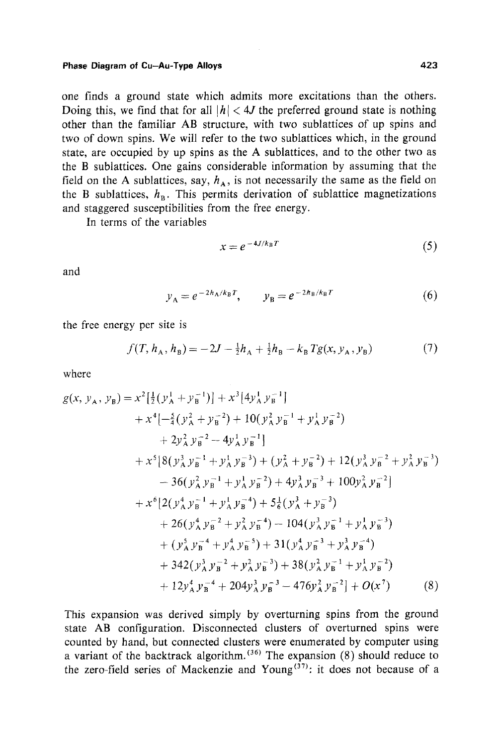one finds a ground state which admits more excitations than the others. Doing this, we find that for all $|h| < 4J$ the preferred ground state is nothing other than the familiar AB structure, with two sublattices of up spins and two of down spins. We will refer to the two sublattices which, in the ground state, are occupied by up spins as the A sublattices, and to the other two as the B sublattices. One gains considerable information by assuming that the field on the A sublattices, say, $h_A$, is not necessarily the same as the field on the B sublattices, $h_B$. This permits derivation of sublattice magnetizations and staggered susceptibilities from the free energy.

In terms of the variables

$$x = e^{-4J/k_B T} \tag{5}$$

and

$$y_A = e^{-2h_A/k_B T}, \qquad y_B = e^{-2h_B/k_B T} \tag{6}$$

the free energy per site is

$$f(T, h_A, h_B) = -2J - \tfrac{1}{2}h_A + \tfrac{1}{2}h_B - k_B T g(x, y_A, y_B) \tag{7}$$

where

$$
\begin{aligned}
g(x, y_A, y_B) = {} & x^2[\tfrac{1}{2}(y_A^1 + y_B^{-1})] + x^3[4y_A^1 y_B^{-1}] \\
& + x^4[-\tfrac{5}{4}(y_A^2 + y_B^{-2}) + 10(y_A^2 y_B^{-1} + y_A^1 y_B^{-2}) \\
& \quad + 2y_A^2 y_B^{-2} - 4y_A^1 y_B^{-1}] \\
& + x^5[8(y_A^3 y_B^{-1} + y_A^1 y_B^{-3}) + (y_A^2 + y_B^{-2}) + 12(y_A^3 y_B^{-2} + y_A^2 y_B^{-3}) \\
& \quad - 36(y_A^2 y_B^{-1} + y_A^1 y_B^{-2}) + 4y_A^3 y_B^{-3} + 100 y_A^2 y_B^{-2}] \\
& + x^6[2(y_A^4 y_B^{-1} + y_A^1 y_B^{-4}) + 5\tfrac{1}{6}(y_A^3 + y_B^{-3}) \\
& \quad + 26(y_A^4 y_B^{-2} + y_A^2 y_B^{-4}) - 104(y_A^3 y_B^{-1} + y_A^1 y_B^{-3}) \\
& \quad + (y_A^5 y_B^{-4} + y_A^4 y_B^{-5}) + 31(y_A^4 y_B^{-3} + y_A^3 y_B^{-4}) \\
& \quad + 342(y_A^3 y_B^{-2} + y_A^2 y_B^{-3}) + 38(y_A^2 y_B^{-1} + y_A^1 y_B^{-2}) \\
& \quad + 12 y_A^4 y_B^{-4} + 204 y_A^3 y_B^{-3} - 476 y_A^2 y_B^{-2}] + O(x^7)
\end{aligned} \tag{8}
$$

This expansion was derived simply by overturning spins from the ground state AB configuration. Disconnected clusters of overturned spins were counted by hand, but connected clusters were enumerated by computer using a variant of the backtrack algorithm.[36] The expansion (8) should reduce to the zero-field series of Mackenzie and Young[37]: it does not because of a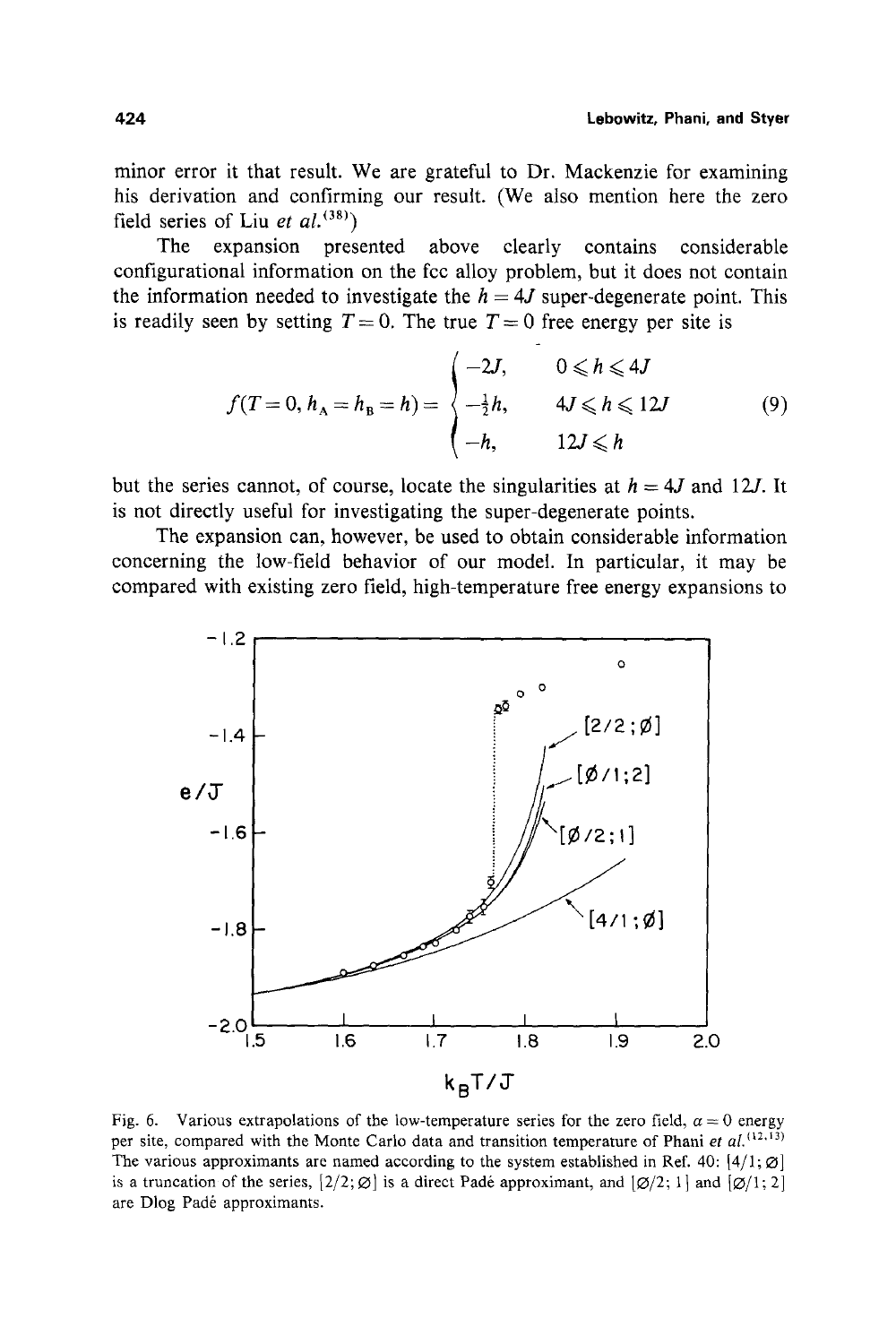minor error it that result. We are grateful to Dr. Mackenzie for examining his derivation and confirming our result. (We also mention here the zero field series of Liu *et al.*[38])

The expansion presented above clearly contains considerable configurational information on the fcc alloy problem, but it does not contain the information needed to investigate the $h = 4J$ super-degenerate point. This is readily seen by setting $T = 0$. The true $T = 0$ free energy per site is

$$f(T=0, h_A = h_B = h) = \begin{cases} -2J, & 0 \leqslant h \leqslant 4J \\ -\frac{1}{2}h, & 4J \leqslant h \leqslant 12J \\ -h, & 12J \leqslant h \end{cases} \tag{9}$$

but the series cannot, of course, locate the singularities at $h = 4J$ and $12J$. It is not directly useful for investigating the super-degenerate points.

The expansion can, however, be used to obtain considerable information concerning the low-field behavior of our model. In particular, it may be compared with existing zero field, high-temperature free energy expansions to

Fig. 6. Various extrapolations of the low-temperature series for the zero field, $\alpha = 0$ energy per site, compared with the Monte Carlo data and transition temperature of Phani *et al.*[12,13] The various approximants are named according to the system established in Ref. 40: $[4/1; \varnothing]$ is a truncation of the series, $[2/2; \varnothing]$ is a direct Padé approximant, and $[\varnothing/2; 1]$ and $[\varnothing/1; 2]$ are Dlog Padé approximants.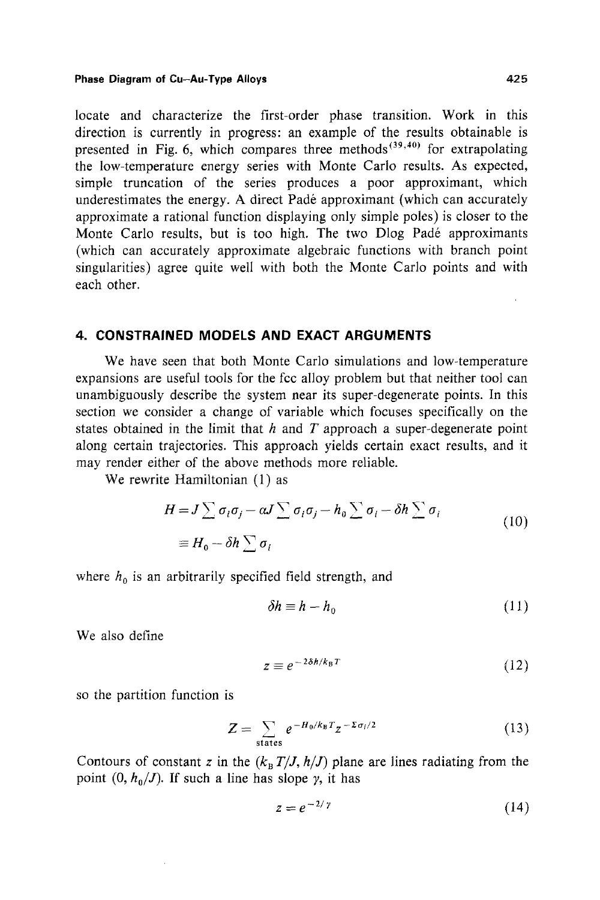locate and characterize the first-order phase transition. Work in this direction is currently in progress: an example of the results obtainable is presented in Fig. 6, which compares three methods[39,40] for extrapolating the low-temperature energy series with Monte Carlo results. As expected, simple truncation of the series produces a poor approximant, which underestimates the energy. A direct Padé approximant (which can accurately approximate a rational function displaying only simple poles) is closer to the Monte Carlo results, but is too high. The two Dlog Padé approximants (which can accurately approximate algebraic functions with branch point singularities) agree quite well with both the Monte Carlo points and with each other.

## 4. CONSTRAINED MODELS AND EXACT ARGUMENTS

We have seen that both Monte Carlo simulations and low-temperature expansions are useful tools for the fcc alloy problem but that neither tool can unambiguously describe the system near its super-degenerate points. In this section we consider a change of variable which focuses specifically on the states obtained in the limit that $h$ and $T$ approach a super-degenerate point along certain trajectories. This approach yields certain exact results, and it may render either of the above methods more reliable.

We rewrite Hamiltonian (1) as

$$
\begin{aligned}
H &= J \sum \sigma_i \sigma_j - \alpha J \sum \sigma_i \sigma_j - h_0 \sum \sigma_i - \delta h \sum \sigma_i \\
&\equiv H_0 - \delta h \sum \sigma_i
\end{aligned}
\tag{10}
$$

where $h_0$ is an arbitrarily specified field strength, and

$$
\delta h \equiv h - h_0 \tag{11}
$$

We also define

$$
z \equiv e^{-2\delta h / k_B T} \tag{12}
$$

so the partition function is

$$
Z = \sum_{\text{states}} e^{-H_0 / k_B T} z^{-\Sigma \sigma_i / 2} \tag{13}
$$

Contours of constant $z$ in the $(k_B T/J, h/J)$ plane are lines radiating from the point $(0, h_0/J)$. If such a line has slope $\gamma$, it has

$$
z = e^{-2/\gamma} \tag{14}
$$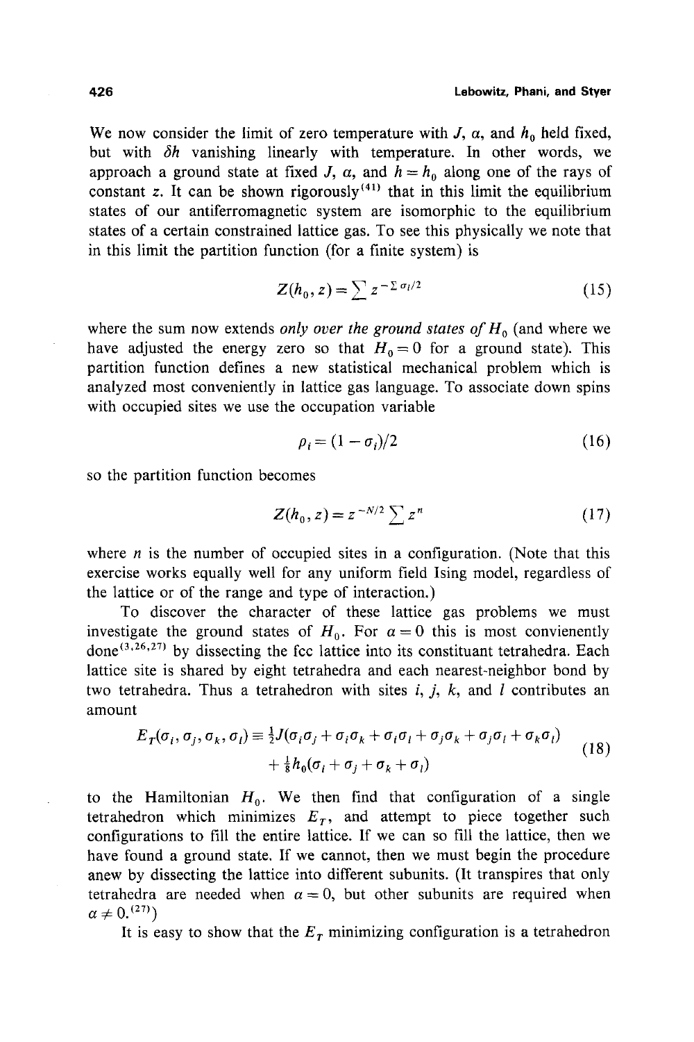We now consider the limit of zero temperature with $J$, $\alpha$, and $h_0$ held fixed, but with $\delta h$ vanishing linearly with temperature. In other words, we approach a ground state at fixed $J$, $\alpha$, and $h = h_0$ along one of the rays of constant $z$. It can be shown rigorously[41] that in this limit the equilibrium states of our antiferromagnetic system are isomorphic to the equilibrium states of a certain constrained lattice gas. To see this physically we note that in this limit the partition function (for a finite system) is

$$Z(h_0, z) = \sum z^{-\sum \sigma_i/2} \tag{15}$$

where the sum now extends *only over the ground states of* $H_0$ (and where we have adjusted the energy zero so that $H_0 = 0$ for a ground state). This partition function defines a new statistical mechanical problem which is analyzed most conveniently in lattice gas language. To associate down spins with occupied sites we use the occupation variable

$$\rho_i = (1 - \sigma_i)/2 \tag{16}$$

so the partition function becomes

$$Z(h_0, z) = z^{-N/2} \sum z^n \tag{17}$$

where $n$ is the number of occupied sites in a configuration. (Note that this exercise works equally well for any uniform field Ising model, regardless of the lattice or of the range and type of interaction.)

To discover the character of these lattice gas problems we must investigate the ground states of $H_0$. For $\alpha = 0$ this is most convienently done[3,26,27] by dissecting the fcc lattice into its constituant tetrahedra. Each lattice site is shared by eight tetrahedra and each nearest-neighbor bond by two tetrahedra. Thus a tetrahedron with sites $i$, $j$, $k$, and $l$ contributes an amount

$$\begin{aligned} E_T(\sigma_i, \sigma_j, \sigma_k, \sigma_l) \equiv \tfrac{1}{2}J(\sigma_i\sigma_j + \sigma_i\sigma_k + \sigma_i\sigma_l + \sigma_j\sigma_k + \sigma_j\sigma_l + \sigma_k\sigma_l) \\ + \tfrac{1}{8}h_0(\sigma_i + \sigma_j + \sigma_k + \sigma_l) \end{aligned} \tag{18}$$

to the Hamiltonian $H_0$. We then find that configuration of a single tetrahedron which minimizes $E_T$, and attempt to piece together such configurations to fill the entire lattice. If we can so fill the lattice, then we have found a ground state. If we cannot, then we must begin the procedure anew by dissecting the lattice into different subunits. (It transpires that only tetrahedra are needed when $\alpha = 0$, but other subunits are required when $\alpha \neq 0$.[27])

It is easy to show that the $E_T$ minimizing configuration is a tetrahedron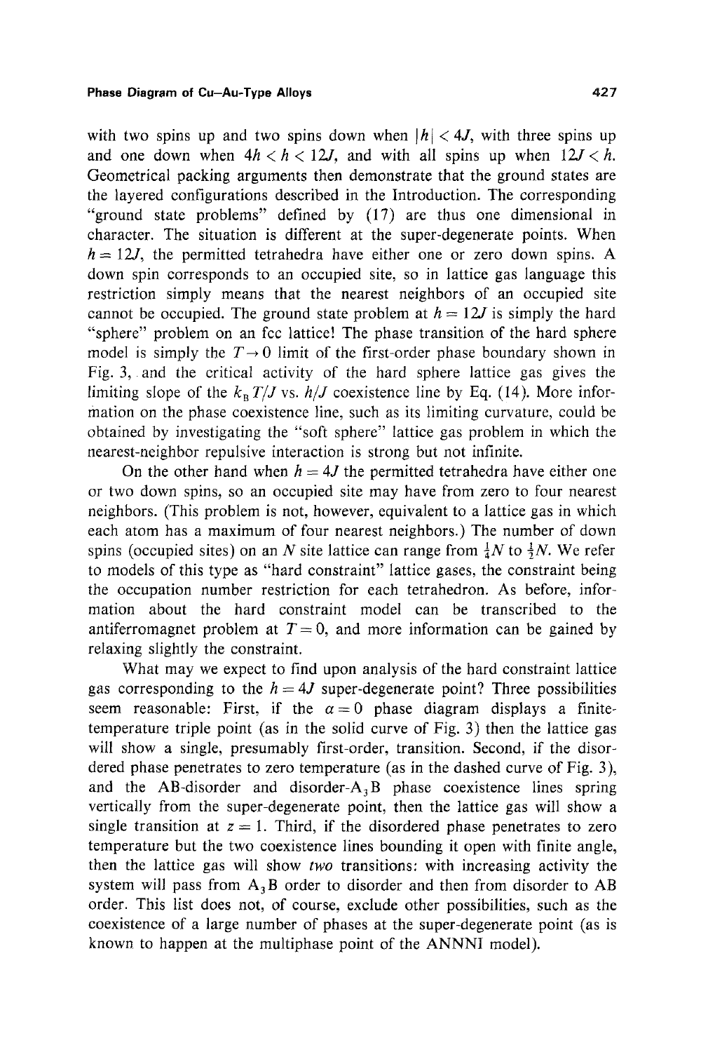with two spins up and two spins down when $|h| < 4J$, with three spins up and one down when $4h < h < 12J$, and with all spins up when $12J < h$. Geometrical packing arguments then demonstrate that the ground states are the layered configurations described in the Introduction. The corresponding "ground state problems" defined by (17) are thus one dimensional in character. The situation is different at the super-degenerate points. When $h = 12J$, the permitted tetrahedra have either one or zero down spins. A down spin corresponds to an occupied site, so in lattice gas language this restriction simply means that the nearest neighbors of an occupied site cannot be occupied. The ground state problem at $h = 12J$ is simply the hard "sphere" problem on an fcc lattice! The phase transition of the hard sphere model is simply the $T \to 0$ limit of the first-order phase boundary shown in Fig. 3, and the critical activity of the hard sphere lattice gas gives the limiting slope of the $k_B T/J$ vs. $h/J$ coexistence line by Eq. (14). More information on the phase coexistence line, such as its limiting curvature, could be obtained by investigating the "soft sphere" lattice gas problem in which the nearest-neighbor repulsive interaction is strong but not infinite.

On the other hand when $h = 4J$ the permitted tetrahedra have either one or two down spins, so an occupied site may have from zero to four nearest neighbors. (This problem is not, however, equivalent to a lattice gas in which each atom has a maximum of four nearest neighbors.) The number of down spins (occupied sites) on an $N$ site lattice can range from $\frac{1}{4}N$ to $\frac{1}{2}N$. We refer to models of this type as "hard constraint" lattice gases, the constraint being the occupation number restriction for each tetrahedron. As before, information about the hard constraint model can be transcribed to the antiferromagnet problem at $T = 0$, and more information can be gained by relaxing slightly the constraint.

What may we expect to find upon analysis of the hard constraint lattice gas corresponding to the $h = 4J$ super-degenerate point? Three possibilities seem reasonable: First, if the $\alpha = 0$ phase diagram displays a finite-temperature triple point (as in the solid curve of Fig. 3) then the lattice gas will show a single, presumably first-order, transition. Second, if the disordered phase penetrates to zero temperature (as in the dashed curve of Fig. 3), and the AB-disorder and disorder-$A_3B$ phase coexistence lines spring vertically from the super-degenerate point, then the lattice gas will show a single transition at $z = 1$. Third, if the disordered phase penetrates to zero temperature but the two coexistence lines bounding it open with finite angle, then the lattice gas will show *two* transitions: with increasing activity the system will pass from $A_3B$ order to disorder and then from disorder to AB order. This list does not, of course, exclude other possibilities, such as the coexistence of a large number of phases at the super-degenerate point (as is known to happen at the multiphase point of the ANNNI model).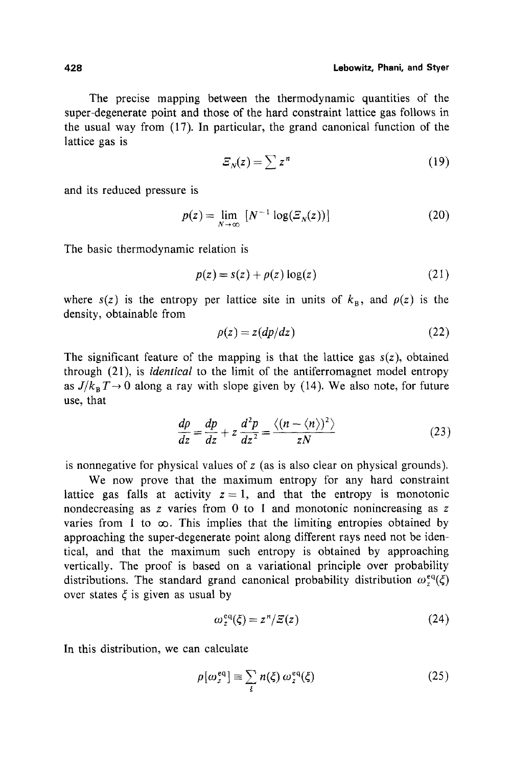The precise mapping between the thermodynamic quantities of the super-degenerate point and those of the hard constraint lattice gas follows in the usual way from (17). In particular, the grand canonical function of the lattice gas is

$$\Xi_N(z) = \sum z^n \tag{19}$$

and its reduced pressure is

$$p(z) = \lim_{N\to\infty} [N^{-1} \log(\Xi_N(z))] \tag{20}$$

The basic thermodynamic relation is

$$p(z) = s(z) + \rho(z)\log(z) \tag{21}$$

where $s(z)$ is the entropy per lattice site in units of $k_B$, and $\rho(z)$ is the density, obtainable from

$$\rho(z) = z(dp/dz) \tag{22}$$

The significant feature of the mapping is that the lattice gas $s(z)$, obtained through (21), is *identical* to the limit of the antiferromagnet model entropy as $J/k_B T \to 0$ along a ray with slope given by (14). We also note, for future use, that

$$\frac{d\rho}{dz} = \frac{dp}{dz} + z\frac{d^2 p}{dz^2} = \frac{\langle (n - \langle n \rangle)^2 \rangle}{zN} \tag{23}$$

is nonnegative for physical values of $z$ (as is also clear on physical grounds).

We now prove that the maximum entropy for any hard constraint lattice gas falls at activity $z = 1$, and that the entropy is monotonic nondecreasing as $z$ varies from 0 to 1 and monotonic nonincreasing as $z$ varies from 1 to $\infty$. This implies that the limiting entropies obtained by approaching the super-degenerate point along different rays need not be identical, and that the maximum such entropy is obtained by approaching vertically. The proof is based on a variational principle over probability distributions. The standard grand canonical probability distribution $\omega_z^{eq}(\xi)$ over states $\xi$ is given as usual by

$$\omega_z^{eq}(\xi) = z^n / \Xi(z) \tag{24}$$

In this distribution, we can calculate

$$\rho[\omega_z^{eq}] \equiv \sum_{\xi} n(\xi)\, \omega_z^{eq}(\xi) \tag{25}$$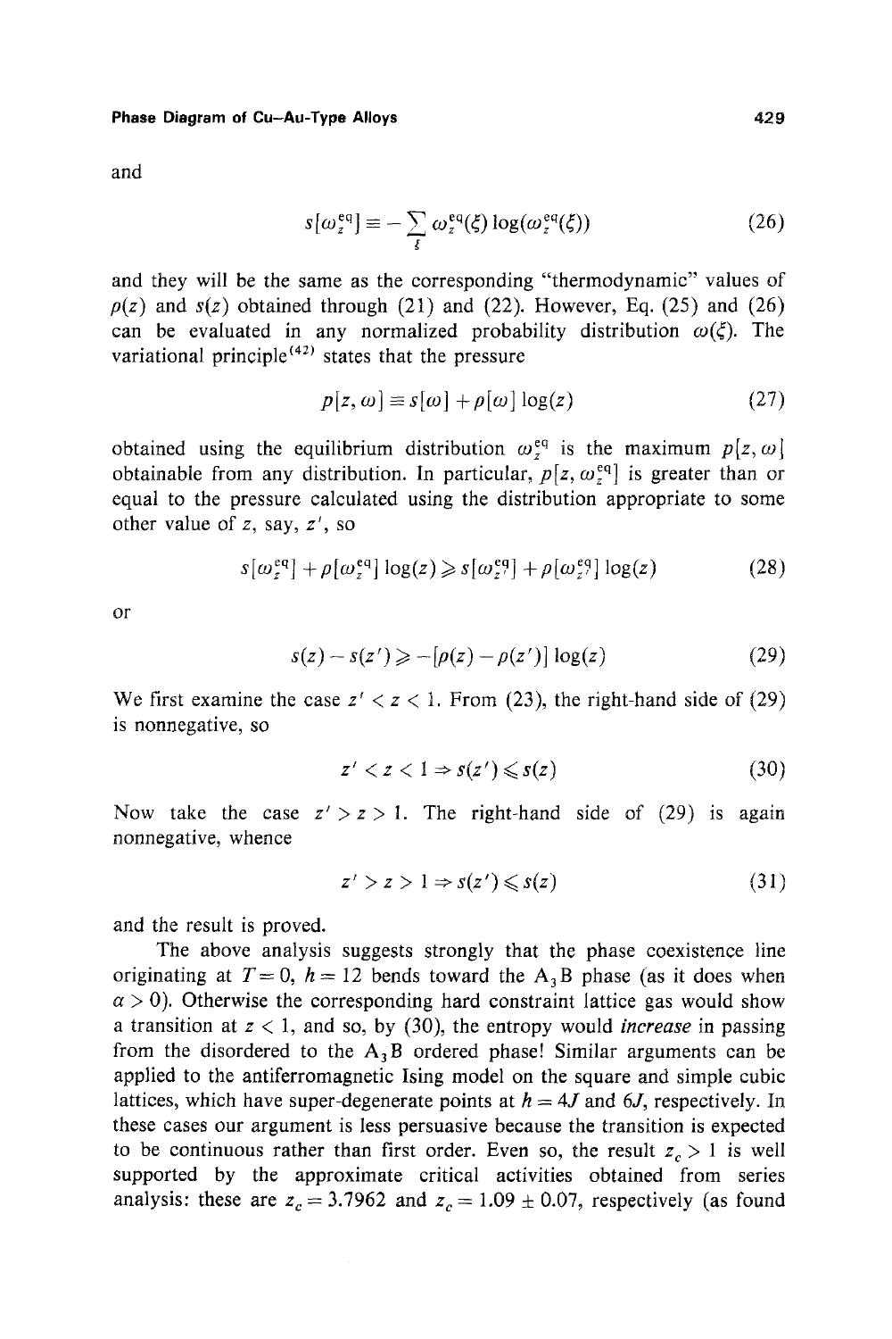and

$$s[\omega_z^{\text{eq}}] \equiv -\sum_{\xi} \omega_z^{\text{eq}}(\xi) \log(\omega_z^{\text{eq}}(\xi)) \tag{26}$$

and they will be the same as the corresponding "thermodynamic" values of $\rho(z)$ and $s(z)$ obtained through (21) and (22). However, Eq. (25) and (26) can be evaluated in any normalized probability distribution $\omega(\xi)$. The variational principle[42] states that the pressure

$$p[z, \omega] \equiv s[\omega] + \rho[\omega] \log(z) \tag{27}$$

obtained using the equilibrium distribution $\omega_z^{\text{eq}}$ is the maximum $p[z, \omega]$ obtainable from any distribution. In particular, $p[z, \omega_z^{\text{eq}}]$ is greater than or equal to the pressure calculated using the distribution appropriate to some other value of $z$, say, $z'$, so

$$s[\omega_z^{\text{eq}}] + \rho[\omega_z^{\text{eq}}] \log(z) \geqslant s[\omega_{z'}^{\text{eq}}] + \rho[\omega_{z'}^{\text{eq}}] \log(z) \tag{28}$$

or

$$s(z) - s(z') \geqslant -[\rho(z) - \rho(z')] \log(z) \tag{29}$$

We first examine the case $z' < z < 1$. From (23), the right-hand side of (29) is nonnegative, so

$$z' < z < 1 \Rightarrow s(z') \leqslant s(z) \tag{30}$$

Now take the case $z' > z > 1$. The right-hand side of (29) is again nonnegative, whence

$$z' > z > 1 \Rightarrow s(z') \leqslant s(z) \tag{31}$$

and the result is proved.

The above analysis suggests strongly that the phase coexistence line originating at $T = 0$, $h = 12$ bends toward the $A_3B$ phase (as it does when $\alpha > 0$). Otherwise the corresponding hard constraint lattice gas would show a transition at $z < 1$, and so, by (30), the entropy would *increase* in passing from the disordered to the $A_3B$ ordered phase! Similar arguments can be applied to the antiferromagnetic Ising model on the square and simple cubic lattices, which have super-degenerate points at $h = 4J$ and $6J$, respectively. In these cases our argument is less persuasive because the transition is expected to be continuous rather than first order. Even so, the result $z_c > 1$ is well supported by the approximate critical activities obtained from series analysis: these are $z_c = 3.7962$ and $z_c = 1.09 \pm 0.07$, respectively (as found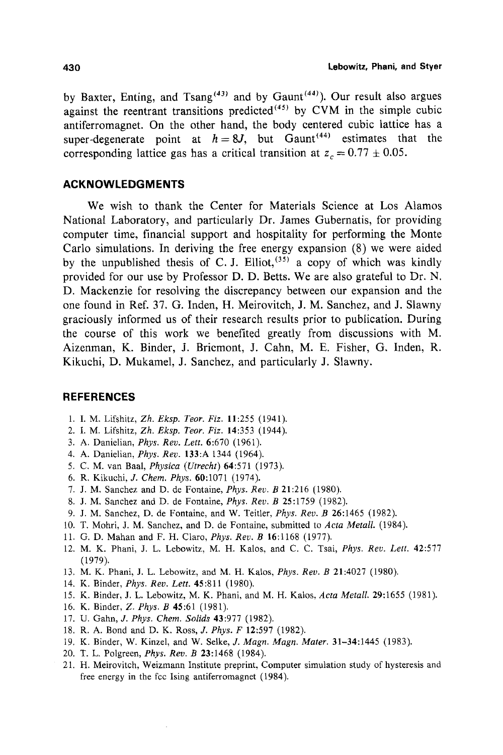by Baxter, Enting, and Tsang[43] and by Gaunt[44]). Our result also argues against the reentrant transitions predicted[45] by CVM in the simple cubic antiferromagnet. On the other hand, the body centered cubic lattice has a super-degenerate point at $h = 8J$, but Gaunt[44] estimates that the corresponding lattice gas has a critical transition at $z_c = 0.77 \pm 0.05$.

## ACKNOWLEDGMENTS

We wish to thank the Center for Materials Science at Los Alamos National Laboratory, and particularly Dr. James Gubernatis, for providing computer time, financial support and hospitality for performing the Monte Carlo simulations. In deriving the free energy expansion (8) we were aided by the unpublished thesis of C. J. Elliot,[35] a copy of which was kindly provided for our use by Professor D. D. Betts. We are also grateful to Dr. N. D. Mackenzie for resolving the discrepancy between our expansion and the one found in Ref. 37. G. Inden, H. Meirovitch, J. M. Sanchez, and J. Slawny graciously informed us of their research results prior to publication. During the course of this work we benefited greatly from discussions with M. Aizenman, K. Binder, J. Bricmont, J. Cahn, M. E. Fisher, G. Inden, R. Kikuchi, D. Mukamel, J. Sanchez, and particularly J. Slawny.

## REFERENCES

1. I. M. Lifshitz, *Zh. Eksp. Teor. Fiz.* **11**:255 (1941).
2. I. M. Lifshitz, *Zh. Eksp. Teor. Fiz.* **14**:353 (1944).
3. A. Danielian, *Phys. Rev. Lett.* **6**:670 (1961).
4. A. Danielian, *Phys. Rev.* **133**:A 1344 (1964).
5. C. M. van Baal, *Physica (Utrecht)* **64**:571 (1973).
6. R. Kikuchi, *J. Chem. Phys.* **60**:1071 (1974).
7. J. M. Sanchez and D. de Fontaine, *Phys. Rev. B* **21**:216 (1980).
8. J. M. Sanchez and D. de Fontaine, *Phys. Rev. B* **25**:1759 (1982).
9. J. M. Sanchez, D. de Fontaine, and W. Teitler, *Phys. Rev. B* **26**:1465 (1982).
10. T. Mohri, J. M. Sanchez, and D. de Fontaine, submitted to *Acta Metall.* (1984).
11. G. D. Mahan and F. H. Claro, *Phys. Rev. B* **16**:1168 (1977).
12. M. K. Phani, J. L. Lebowitz, M. H. Kalos, and C. C. Tsai, *Phys. Rev. Lett.* **42**:577 (1979).
13. M. K. Phani, J. L. Lebowitz, and M. H. Kalos, *Phys. Rev. B* **21**:4027 (1980).
14. K. Binder, *Phys. Rev. Lett.* **45**:811 (1980).
15. K. Binder, J. L. Lebowitz, M. K. Phani, and M. H. Kalos, *Acta Metall.* **29**:1655 (1981).
16. K. Binder, *Z. Phys. B* **45**:61 (1981).
17. U. Gahn, *J. Phys. Chem. Solids* **43**:977 (1982).
18. R. A. Bond and D. K. Ross, *J. Phys. F* **12**:597 (1982).
19. K. Binder, W. Kinzel, and W. Selke, *J. Magn. Magn. Mater.* **31–34**:1445 (1983).
20. T. L. Polgreen, *Phys. Rev. B* **23**:1468 (1984).
21. H. Meirovitch, Weizmann Institute preprint, Computer simulation study of hysteresis and free energy in the fcc Ising antiferromagnet (1984).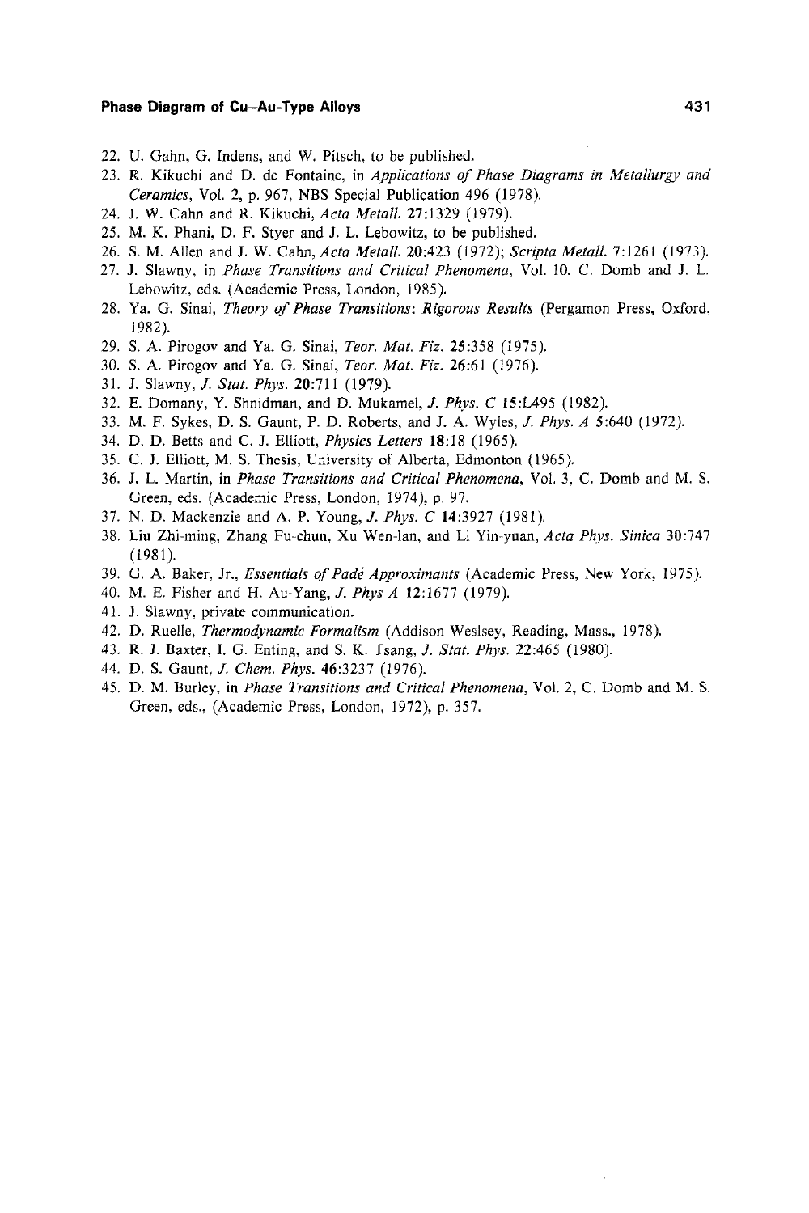22. U. Gahn, G. Indens, and W. Pitsch, to be published.
23. R. Kikuchi and D. de Fontaine, in *Applications of Phase Diagrams in Metallurgy and Ceramics*, Vol. 2, p. 967, NBS Special Publication 496 (1978).
24. J. W. Cahn and R. Kikuchi, *Acta Metall.* **27**:1329 (1979).
25. M. K. Phani, D. F. Styer and J. L. Lebowitz, to be published.
26. S. M. Allen and J. W. Cahn, *Acta Metall.* **20**:423 (1972); *Scripta Metall.* 7:1261 (1973).
27. J. Slawny, in *Phase Transitions and Critical Phenomena*, Vol. 10, C. Domb and J. L. Lebowitz, eds. (Academic Press, London, 1985).
28. Ya. G. Sinai, *Theory of Phase Transitions: Rigorous Results* (Pergamon Press, Oxford, 1982).
29. S. A. Pirogov and Ya. G. Sinai, *Teor. Mat. Fiz.* **25**:358 (1975).
30. S. A. Pirogov and Ya. G. Sinai, *Teor. Mat. Fiz.* **26**:61 (1976).
31. J. Slawny, *J. Stat. Phys.* **20**:711 (1979).
32. E. Domany, Y. Shnidman, and D. Mukamel, *J. Phys. C* **15**:L495 (1982).
33. M. F. Sykes, D. S. Gaunt, P. D. Roberts, and J. A. Wyles, *J. Phys. A* **5**:640 (1972).
34. D. D. Betts and C. J. Elliott, *Physics Letters* **18**:18 (1965).
35. C. J. Elliott, M. S. Thesis, University of Alberta, Edmonton (1965).
36. J. L. Martin, in *Phase Transitions and Critical Phenomena*, Vol. 3, C. Domb and M. S. Green, eds. (Academic Press, London, 1974), p. 97.
37. N. D. Mackenzie and A. P. Young, *J. Phys. C* **14**:3927 (1981).
38. Liu Zhi-ming, Zhang Fu-chun, Xu Wen-lan, and Li Yin-yuan, *Acta Phys. Sinica* **30**:747 (1981).
39. G. A. Baker, Jr., *Essentials of Padé Approximants* (Academic Press, New York, 1975).
40. M. E. Fisher and H. Au-Yang, *J. Phys A* **12**:1677 (1979).
41. J. Slawny, private communication.
42. D. Ruelle, *Thermodynamic Formalism* (Addison-Weslsey, Reading, Mass., 1978).
43. R. J. Baxter, I. G. Enting, and S. K. Tsang, *J. Stat. Phys.* **22**:465 (1980).
44. D. S. Gaunt, *J. Chem. Phys.* **46**:3237 (1976).
45. D. M. Burley, in *Phase Transitions and Critical Phenomena*, Vol. 2, C. Domb and M. S. Green, eds., (Academic Press, London, 1972), p. 357.